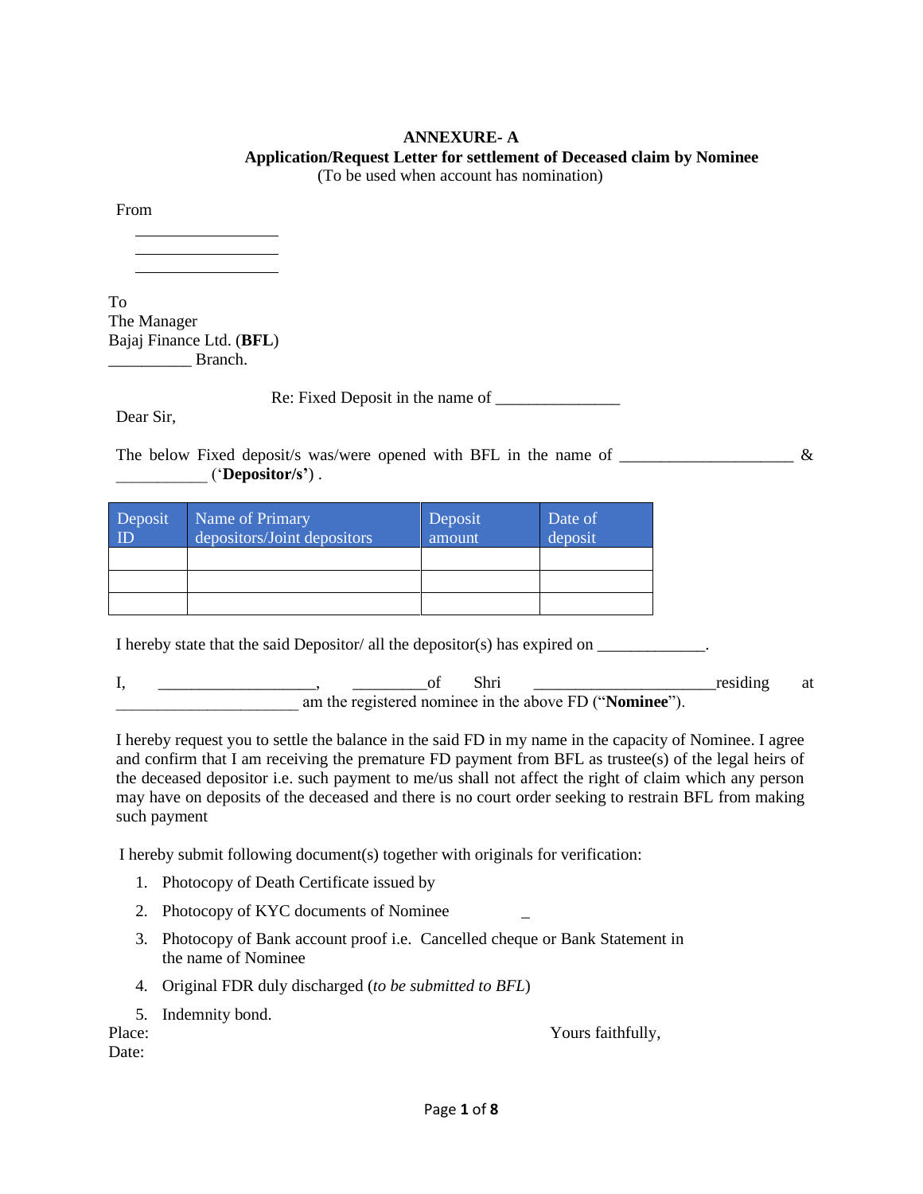**ANNEXURE- A**

**Application/Request Letter for settlement of Deceased claim by Nominee**

(To be used when account has nomination)

From

\_\_\_\_\_\_\_\_\_\_\_\_\_\_\_\_\_\_

\_\_\_\_\_\_\_\_\_\_\_\_\_\_\_\_\_\_

\_\_\_\_\_\_\_\_\_\_\_\_\_\_\_\_\_\_

To
The Manager
Bajaj Finance Ltd. (**BFL**)
\_\_\_\_\_\_\_\_\_\_ Branch.

Re: Fixed Deposit in the name of \_\_\_\_\_\_\_\_\_\_\_\_\_\_\_

Dear Sir,

The below Fixed deposit/s was/were opened with BFL in the name of \_\_\_\_\_\_\_\_\_\_\_\_\_\_\_\_\_\_\_\_\_ & \_\_\_\_\_\_\_\_\_\_\_ ('**Depositor/s'**) .

| Deposit ID | Name of Primary depositors/Joint depositors | Deposit amount | Date of deposit |
|---|---|---|---|
| | | | |
| | | | |
| | | | |

I hereby state that the said Depositor/ all the depositor(s) has expired on \_\_\_\_\_\_\_\_\_\_\_\_\_.

I, \_\_\_\_\_\_\_\_\_\_\_\_\_\_\_\_\_\_\_, \_\_\_\_\_\_\_\_\_of Shri \_\_\_\_\_\_\_\_\_\_\_\_\_\_\_\_\_\_\_\_\_\_residing at \_\_\_\_\_\_\_\_\_\_\_\_\_\_\_\_\_\_\_\_\_\_ am the registered nominee in the above FD ("**Nominee**").

I hereby request you to settle the balance in the said FD in my name in the capacity of Nominee. I agree and confirm that I am receiving the premature FD payment from BFL as trustee(s) of the legal heirs of the deceased depositor i.e. such payment to me/us shall not affect the right of claim which any person may have on deposits of the deceased and there is no court order seeking to restrain BFL from making such payment

I hereby submit following document(s) together with originals for verification:

1. Photocopy of Death Certificate issued by
2. Photocopy of KYC documents of Nominee
3. Photocopy of Bank account proof i.e. Cancelled cheque or Bank Statement in the name of Nominee
4. Original FDR duly discharged (*to be submitted to BFL*)
5. Indemnity bond.

Place:

Date:

Yours faithfully,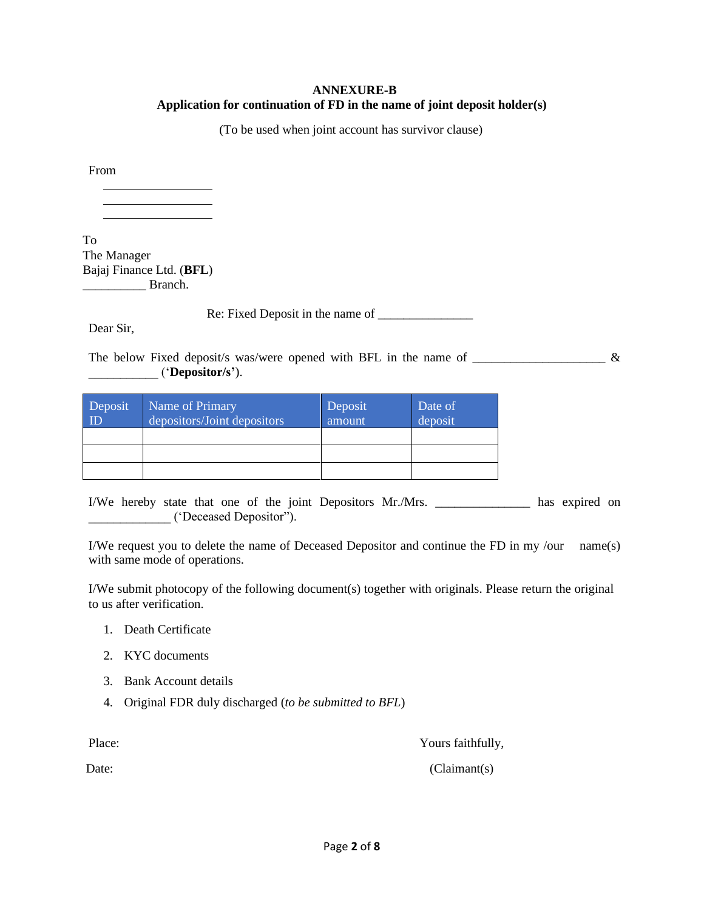**ANNEXURE-B**

**Application for continuation of FD in the name of joint deposit holder(s)**

(To be used when joint account has survivor clause)

From

\_\_\_\_\_\_\_\_\_\_\_\_\_\_\_\_\_\_

\_\_\_\_\_\_\_\_\_\_\_\_\_\_\_\_\_\_

\_\_\_\_\_\_\_\_\_\_\_\_\_\_\_\_\_\_

To
The Manager
Bajaj Finance Ltd. (**BFL**)
\_\_\_\_\_\_\_\_\_\_ Branch.

Re: Fixed Deposit in the name of \_\_\_\_\_\_\_\_\_\_\_\_\_\_\_

Dear Sir,

The below Fixed deposit/s was/were opened with BFL in the name of \_\_\_\_\_\_\_\_\_\_\_\_\_\_\_\_\_\_\_\_\_ & \_\_\_\_\_\_\_\_\_\_\_ (‘**Depositor/s’**).

| Deposit ID | Name of Primary depositors/Joint depositors | Deposit amount | Date of deposit |
|---|---|---|---|
| | | | |
| | | | |
| | | | |

I/We hereby state that one of the joint Depositors Mr./Mrs. \_\_\_\_\_\_\_\_\_\_\_\_\_\_\_ has expired on \_\_\_\_\_\_\_\_\_\_\_\_\_ (‘Deceased Depositor”).

I/We request you to delete the name of Deceased Depositor and continue the FD in my /our name(s) with same mode of operations.

I/We submit photocopy of the following document(s) together with originals. Please return the original to us after verification.

1. Death Certificate
2. KYC documents
3. Bank Account details
4. Original FDR duly discharged (*to be submitted to BFL*)

Place: Yours faithfully,

Date: (Claimant(s)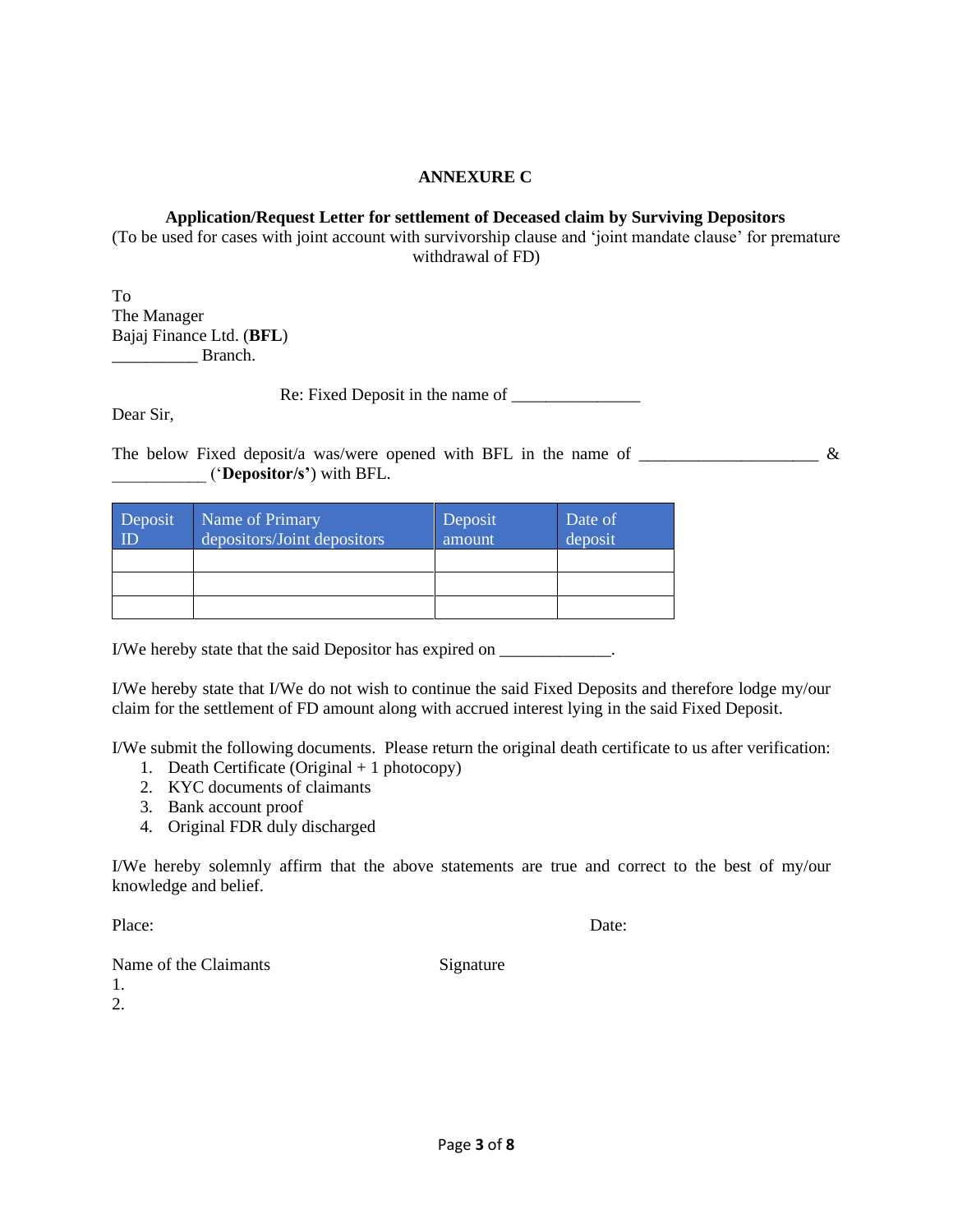# ANNEXURE C

**Application/Request Letter for settlement of Deceased claim by Surviving Depositors**

(To be used for cases with joint account with survivorship clause and 'joint mandate clause' for premature withdrawal of FD)

To
The Manager
Bajaj Finance Ltd. (**BFL**)
__________ Branch.

Re: Fixed Deposit in the name of _______________

Dear Sir,

The below Fixed deposit/a was/were opened with BFL in the name of ____________________ & ___________ ('**Depositor/s'**) with BFL.

| Deposit ID | Name of Primary depositors/Joint depositors | Deposit amount | Date of deposit |
|---|---|---|---|
| | | | |
| | | | |
| | | | |

I/We hereby state that the said Depositor has expired on _____________.

I/We hereby state that I/We do not wish to continue the said Fixed Deposits and therefore lodge my/our claim for the settlement of FD amount along with accrued interest lying in the said Fixed Deposit.

I/We submit the following documents. Please return the original death certificate to us after verification:

1. Death Certificate (Original + 1 photocopy)
2. KYC documents of claimants
3. Bank account proof
4. Original FDR duly discharged

I/We hereby solemnly affirm that the above statements are true and correct to the best of my/our knowledge and belief.

Place: Date:

Name of the Claimants Signature

1.
2.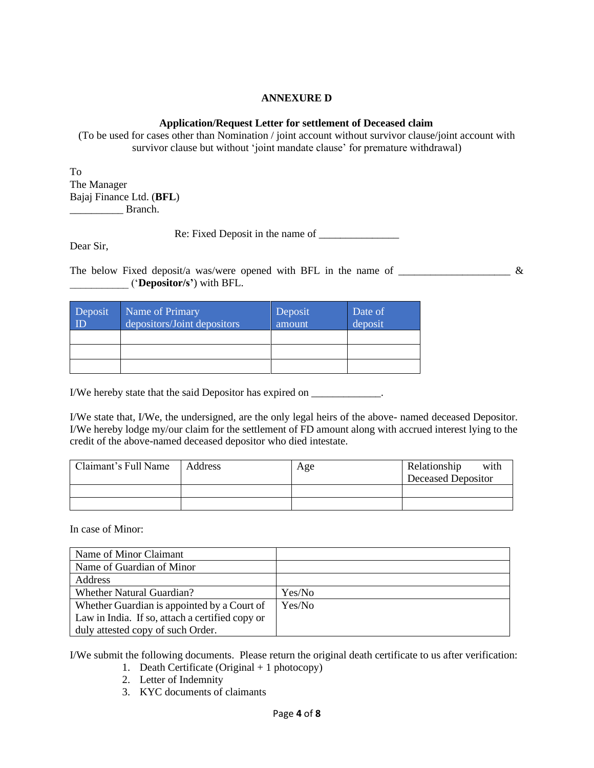**ANNEXURE D**

**Application/Request Letter for settlement of Deceased claim**

(To be used for cases other than Nomination / joint account without survivor clause/joint account with survivor clause but without 'joint mandate clause' for premature withdrawal)

To
The Manager
Bajaj Finance Ltd. (**BFL**)
__________ Branch.

Re: Fixed Deposit in the name of _______________

Dear Sir,

The below Fixed deposit/a was/were opened with BFL in the name of _____________________ & ___________ ('**Depositor/s'**) with BFL.

| Deposit ID | Name of Primary depositors/Joint depositors | Deposit amount | Date of deposit |
|---|---|---|---|
| | | | |
| | | | |
| | | | |

I/We hereby state that the said Depositor has expired on _____________.

I/We state that, I/We, the undersigned, are the only legal heirs of the above- named deceased Depositor. I/We hereby lodge my/our claim for the settlement of FD amount along with accrued interest lying to the credit of the above-named deceased depositor who died intestate.

| Claimant's Full Name | Address | Age | Relationship with Deceased Depositor |
|---|---|---|---|
| | | | |
| | | | |

In case of Minor:

| | |
|---|---|
| Name of Minor Claimant | |
| Name of Guardian of Minor | |
| Address | |
| Whether Natural Guardian? | Yes/No |
| Whether Guardian is appointed by a Court of Law in India. If so, attach a certified copy or duly attested copy of such Order. | Yes/No |

I/We submit the following documents. Please return the original death certificate to us after verification:

1. Death Certificate (Original + 1 photocopy)
2. Letter of Indemnity
3. KYC documents of claimants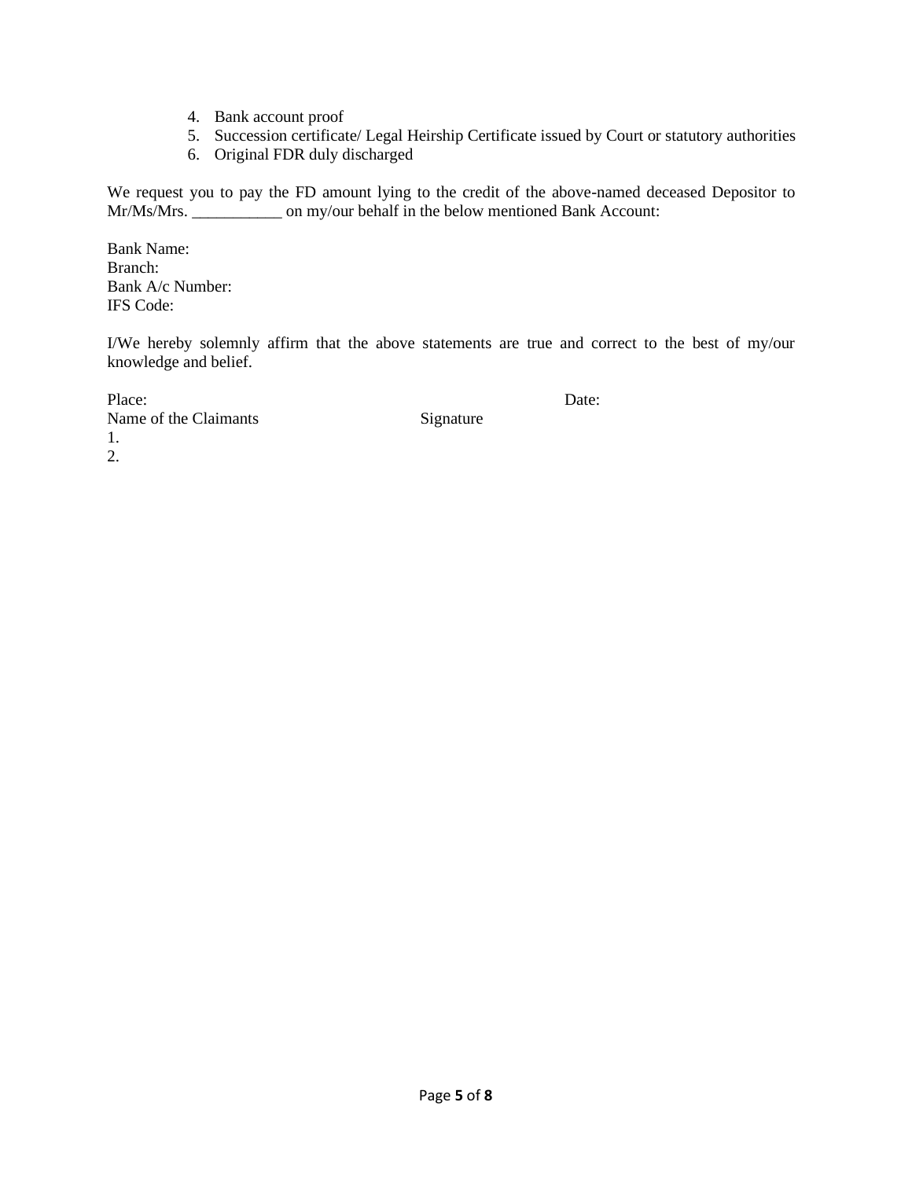4. Bank account proof
5. Succession certificate/ Legal Heirship Certificate issued by Court or statutory authorities
6. Original FDR duly discharged

We request you to pay the FD amount lying to the credit of the above-named deceased Depositor to Mr/Ms/Mrs. ___________ on my/our behalf in the below mentioned Bank Account:

Bank Name:
Branch:
Bank A/c Number:
IFS Code:

I/We hereby solemnly affirm that the above statements are true and correct to the best of my/our knowledge and belief.

Place: Date:

Name of the Claimants Signature

1.
2.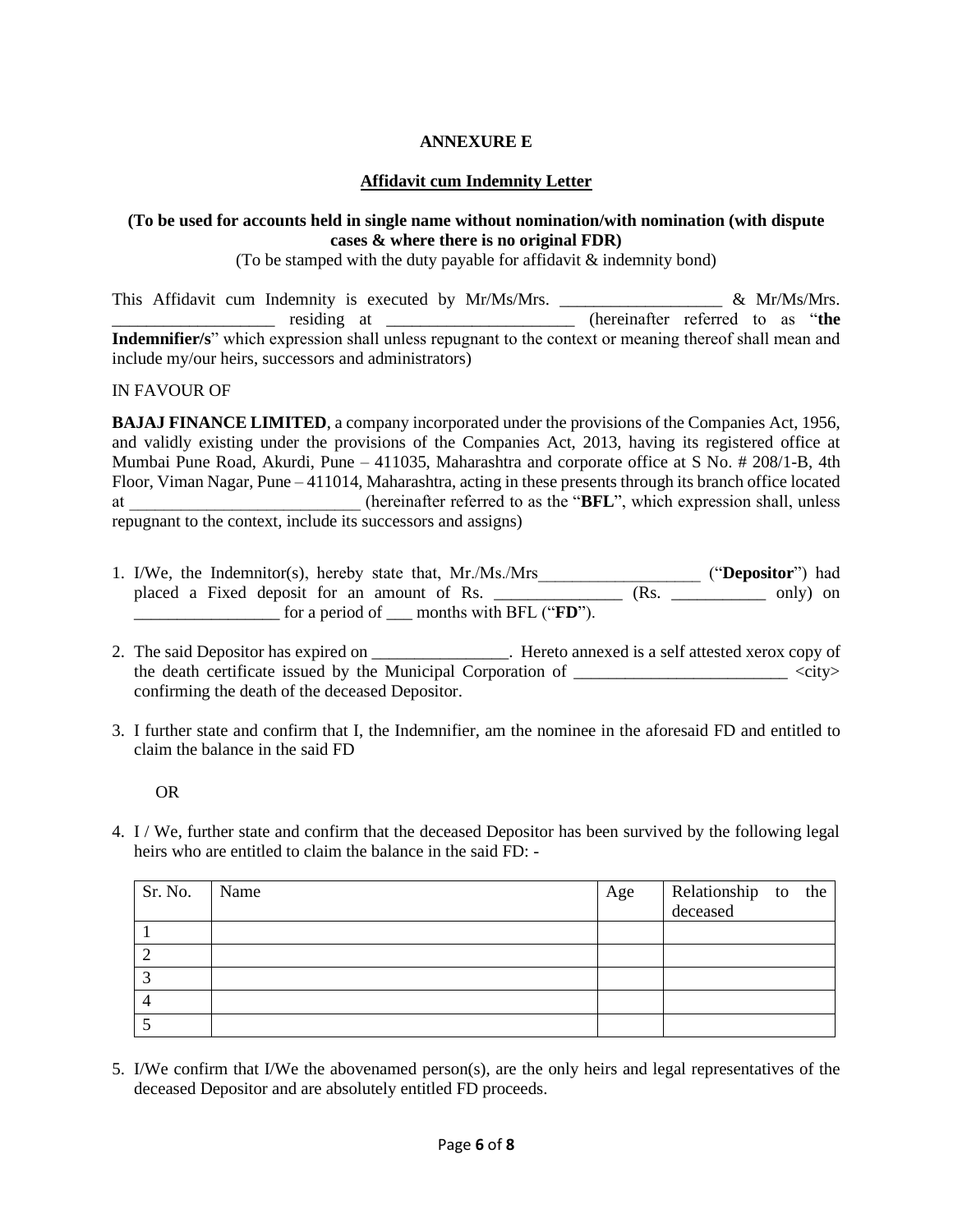**ANNEXURE E**

**Affidavit cum Indemnity Letter**

**(To be used for accounts held in single name without nomination/with nomination (with dispute cases & where there is no original FDR)**

(To be stamped with the duty payable for affidavit & indemnity bond)

This Affidavit cum Indemnity is executed by Mr/Ms/Mrs. ___________________ & Mr/Ms/Mrs. ___________________ residing at ______________________ (hereinafter referred to as "**the Indemnifier/s**" which expression shall unless repugnant to the context or meaning thereof shall mean and include my/our heirs, successors and administrators)

IN FAVOUR OF

**BAJAJ FINANCE LIMITED**, a company incorporated under the provisions of the Companies Act, 1956, and validly existing under the provisions of the Companies Act, 2013, having its registered office at Mumbai Pune Road, Akurdi, Pune – 411035, Maharashtra and corporate office at S No. # 208/1-B, 4th Floor, Viman Nagar, Pune – 411014, Maharashtra, acting in these presents through its branch office located at ___________________________ (hereinafter referred to as the "**BFL**", which expression shall, unless repugnant to the context, include its successors and assigns)

1. I/We, the Indemnitor(s), hereby state that, Mr./Ms./Mrs___________________ ("**Depositor**") had placed a Fixed deposit for an amount of Rs. _______________ (Rs. ___________ only) on _________________ for a period of ___ months with BFL ("**FD**").

2. The said Depositor has expired on ________________. Hereto annexed is a self attested xerox copy of the death certificate issued by the Municipal Corporation of _________________________ <city> confirming the death of the deceased Depositor.

3. I further state and confirm that I, the Indemnifier, am the nominee in the aforesaid FD and entitled to claim the balance in the said FD

   OR

4. I / We, further state and confirm that the deceased Depositor has been survived by the following legal heirs who are entitled to claim the balance in the said FD: -

| Sr. No. | Name | Age | Relationship to the deceased |
|---|---|---|---|
| 1 | | | |
| 2 | | | |
| 3 | | | |
| 4 | | | |
| 5 | | | |

5. I/We confirm that I/We the abovenamed person(s), are the only heirs and legal representatives of the deceased Depositor and are absolutely entitled FD proceeds.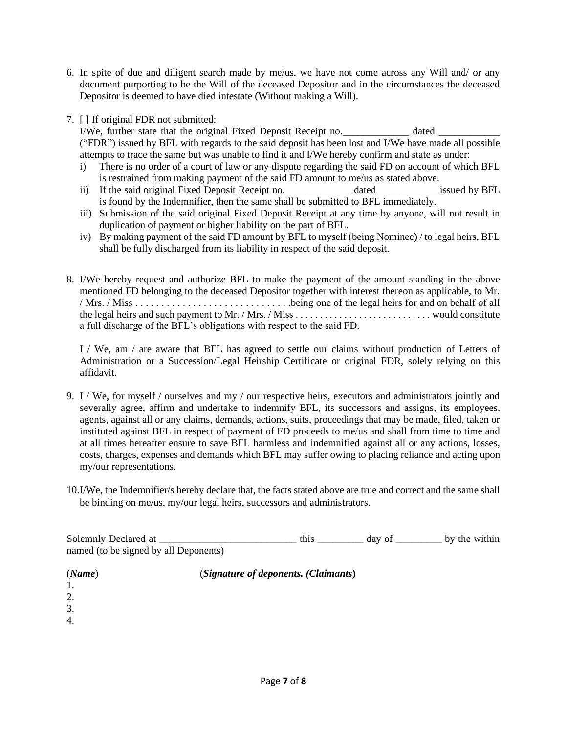6. In spite of due and diligent search made by me/us, we have not come across any Will and/ or any document purporting to be the Will of the deceased Depositor and in the circumstances the deceased Depositor is deemed to have died intestate (Without making a Will).

7. [ ] If original FDR not submitted:
   I/We, further state that the original Fixed Deposit Receipt no.____________ dated ___________ ("FDR") issued by BFL with regards to the said deposit has been lost and I/We have made all possible attempts to trace the same but was unable to find it and I/We hereby confirm and state as under:
   i) There is no order of a court of law or any dispute regarding the said FD on account of which BFL is restrained from making payment of the said FD amount to me/us as stated above.
   ii) If the said original Fixed Deposit Receipt no.____________ dated ___________issued by BFL is found by the Indemnifier, then the same shall be submitted to BFL immediately.
   iii) Submission of the said original Fixed Deposit Receipt at any time by anyone, will not result in duplication of payment or higher liability on the part of BFL.
   iv) By making payment of the said FD amount by BFL to myself (being Nominee) / to legal heirs, BFL shall be fully discharged from its liability in respect of the said deposit.

8. I/We hereby request and authorize BFL to make the payment of the amount standing in the above mentioned FD belonging to the deceased Depositor together with interest thereon as applicable, to Mr. / Mrs. / Miss . . . . . . . . . . . . . . . . . . . . . . . . . . . . . .being one of the legal heirs for and on behalf of all the legal heirs and such payment to Mr. / Mrs. / Miss . . . . . . . . . . . . . . . . . . . . . . . . . . . . would constitute a full discharge of the BFL's obligations with respect to the said FD.

   I / We, am / are aware that BFL has agreed to settle our claims without production of Letters of Administration or a Succession/Legal Heirship Certificate or original FDR, solely relying on this affidavit.

9. I / We, for myself / ourselves and my / our respective heirs, executors and administrators jointly and severally agree, affirm and undertake to indemnify BFL, its successors and assigns, its employees, agents, against all or any claims, demands, actions, suits, proceedings that may be made, filed, taken or instituted against BFL in respect of payment of FD proceeds to me/us and shall from time to time and at all times hereafter ensure to save BFL harmless and indemnified against all or any actions, losses, costs, charges, expenses and demands which BFL may suffer owing to placing reliance and acting upon my/our representations.

10. I/We, the Indemnifier/s hereby declare that, the facts stated above are true and correct and the same shall be binding on me/us, my/our legal heirs, successors and administrators.

Solemnly Declared at __________________________ this _________ day of _________ by the within named (to be signed by all Deponents)

(***Name***) (***Signature of deponents. (Claimants)***)

1.
2.
3.
4.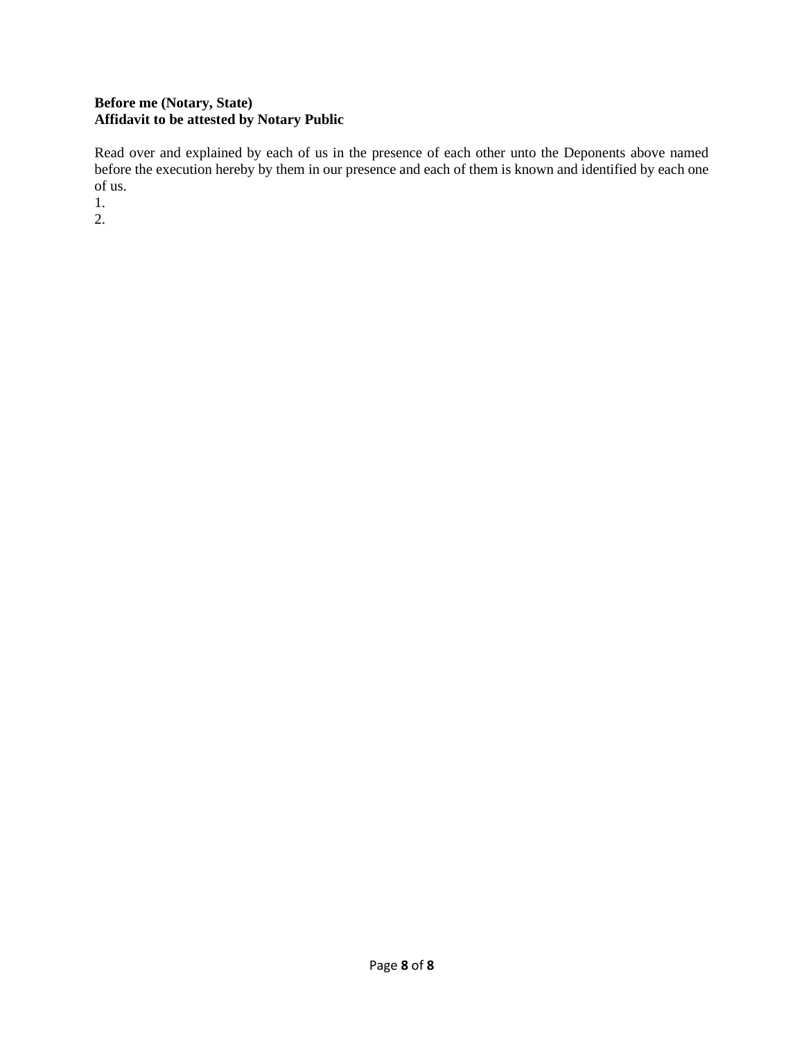**Before me (Notary, State)**
**Affidavit to be attested by Notary Public**

Read over and explained by each of us in the presence of each other unto the Deponents above named before the execution hereby by them in our presence and each of them is known and identified by each one of us.

1.
2.